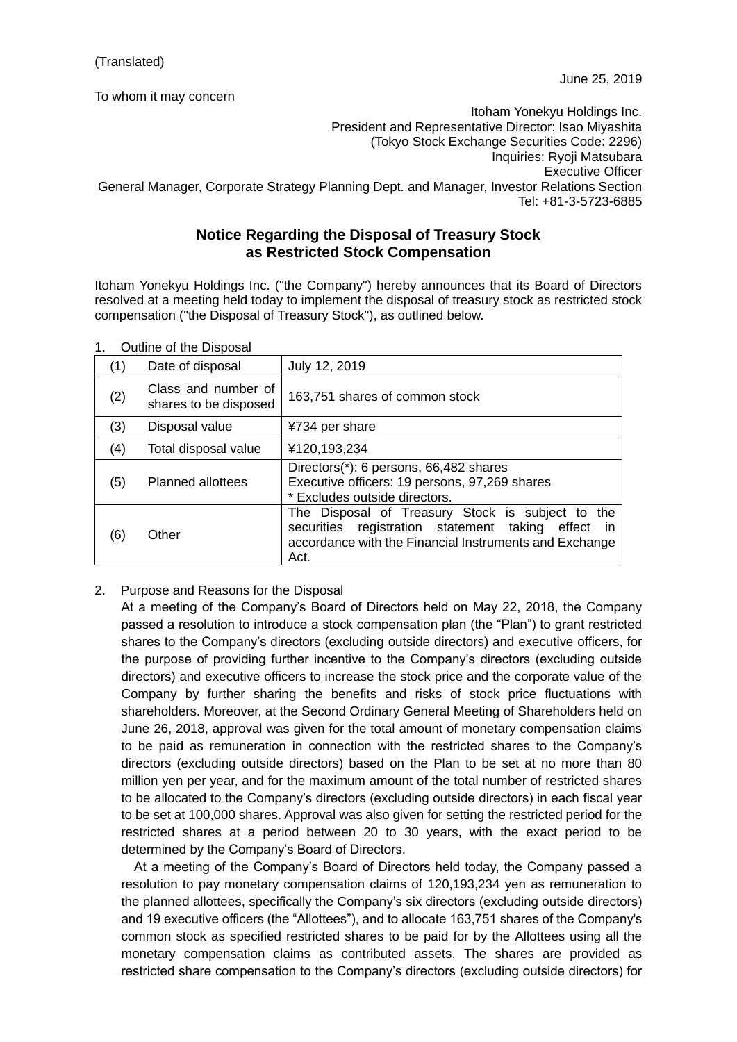(Translated)

June 25, 2019

To whom it may concern

Itoham Yonekyu Holdings Inc.
President and Representative Director: Isao Miyashita
(Tokyo Stock Exchange Securities Code: 2296)
Inquiries: Ryoji Matsubara
Executive Officer
General Manager, Corporate Strategy Planning Dept. and Manager, Investor Relations Section
Tel: +81-3-5723-6885

## Notice Regarding the Disposal of Treasury Stock as Restricted Stock Compensation

Itoham Yonekyu Holdings Inc. ("the Company") hereby announces that its Board of Directors resolved at a meeting held today to implement the disposal of treasury stock as restricted stock compensation ("the Disposal of Treasury Stock"), as outlined below.

1. Outline of the Disposal

| | | |
|---|---|---|
| (1) | Date of disposal | July 12, 2019 |
| (2) | Class and number of shares to be disposed | 163,751 shares of common stock |
| (3) | Disposal value | ¥734 per share |
| (4) | Total disposal value | ¥120,193,234 |
| (5) | Planned allottees | Directors(*): 6 persons, 66,482 shares<br>Executive officers: 19 persons, 97,269 shares<br>* Excludes outside directors. |
| (6) | Other | The Disposal of Treasury Stock is subject to the securities registration statement taking effect in accordance with the Financial Instruments and Exchange Act. |

2. Purpose and Reasons for the Disposal

At a meeting of the Company's Board of Directors held on May 22, 2018, the Company passed a resolution to introduce a stock compensation plan (the "Plan") to grant restricted shares to the Company's directors (excluding outside directors) and executive officers, for the purpose of providing further incentive to the Company's directors (excluding outside directors) and executive officers to increase the stock price and the corporate value of the Company by further sharing the benefits and risks of stock price fluctuations with shareholders. Moreover, at the Second Ordinary General Meeting of Shareholders held on June 26, 2018, approval was given for the total amount of monetary compensation claims to be paid as remuneration in connection with the restricted shares to the Company's directors (excluding outside directors) based on the Plan to be set at no more than 80 million yen per year, and for the maximum amount of the total number of restricted shares to be allocated to the Company's directors (excluding outside directors) in each fiscal year to be set at 100,000 shares. Approval was also given for setting the restricted period for the restricted shares at a period between 20 to 30 years, with the exact period to be determined by the Company's Board of Directors.

At a meeting of the Company's Board of Directors held today, the Company passed a resolution to pay monetary compensation claims of 120,193,234 yen as remuneration to the planned allottees, specifically the Company's six directors (excluding outside directors) and 19 executive officers (the "Allottees"), and to allocate 163,751 shares of the Company's common stock as specified restricted shares to be paid for by the Allottees using all the monetary compensation claims as contributed assets. The shares are provided as restricted share compensation to the Company's directors (excluding outside directors) for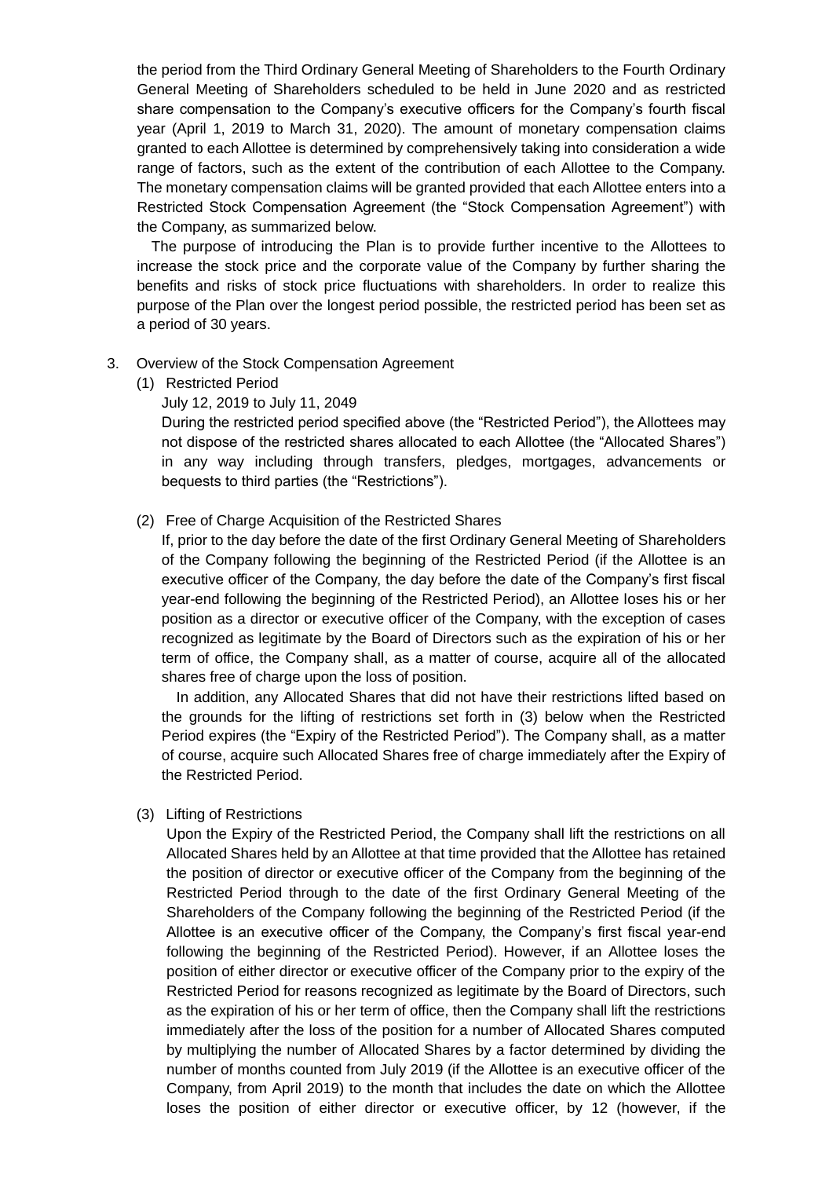the period from the Third Ordinary General Meeting of Shareholders to the Fourth Ordinary General Meeting of Shareholders scheduled to be held in June 2020 and as restricted share compensation to the Company's executive officers for the Company's fourth fiscal year (April 1, 2019 to March 31, 2020). The amount of monetary compensation claims granted to each Allottee is determined by comprehensively taking into consideration a wide range of factors, such as the extent of the contribution of each Allottee to the Company. The monetary compensation claims will be granted provided that each Allottee enters into a Restricted Stock Compensation Agreement (the "Stock Compensation Agreement") with the Company, as summarized below.

The purpose of introducing the Plan is to provide further incentive to the Allottees to increase the stock price and the corporate value of the Company by further sharing the benefits and risks of stock price fluctuations with shareholders. In order to realize this purpose of the Plan over the longest period possible, the restricted period has been set as a period of 30 years.

3. Overview of the Stock Compensation Agreement

(1) Restricted Period

July 12, 2019 to July 11, 2049

During the restricted period specified above (the "Restricted Period"), the Allottees may not dispose of the restricted shares allocated to each Allottee (the "Allocated Shares") in any way including through transfers, pledges, mortgages, advancements or bequests to third parties (the "Restrictions").

(2) Free of Charge Acquisition of the Restricted Shares

If, prior to the day before the date of the first Ordinary General Meeting of Shareholders of the Company following the beginning of the Restricted Period (if the Allottee is an executive officer of the Company, the day before the date of the Company's first fiscal year-end following the beginning of the Restricted Period), an Allottee loses his or her position as a director or executive officer of the Company, with the exception of cases recognized as legitimate by the Board of Directors such as the expiration of his or her term of office, the Company shall, as a matter of course, acquire all of the allocated shares free of charge upon the loss of position.

In addition, any Allocated Shares that did not have their restrictions lifted based on the grounds for the lifting of restrictions set forth in (3) below when the Restricted Period expires (the "Expiry of the Restricted Period"). The Company shall, as a matter of course, acquire such Allocated Shares free of charge immediately after the Expiry of the Restricted Period.

(3) Lifting of Restrictions

Upon the Expiry of the Restricted Period, the Company shall lift the restrictions on all Allocated Shares held by an Allottee at that time provided that the Allottee has retained the position of director or executive officer of the Company from the beginning of the Restricted Period through to the date of the first Ordinary General Meeting of the Shareholders of the Company following the beginning of the Restricted Period (if the Allottee is an executive officer of the Company, the Company's first fiscal year-end following the beginning of the Restricted Period). However, if an Allottee loses the position of either director or executive officer of the Company prior to the expiry of the Restricted Period for reasons recognized as legitimate by the Board of Directors, such as the expiration of his or her term of office, then the Company shall lift the restrictions immediately after the loss of the position for a number of Allocated Shares computed by multiplying the number of Allocated Shares by a factor determined by dividing the number of months counted from July 2019 (if the Allottee is an executive officer of the Company, from April 2019) to the month that includes the date on which the Allottee loses the position of either director or executive officer, by 12 (however, if the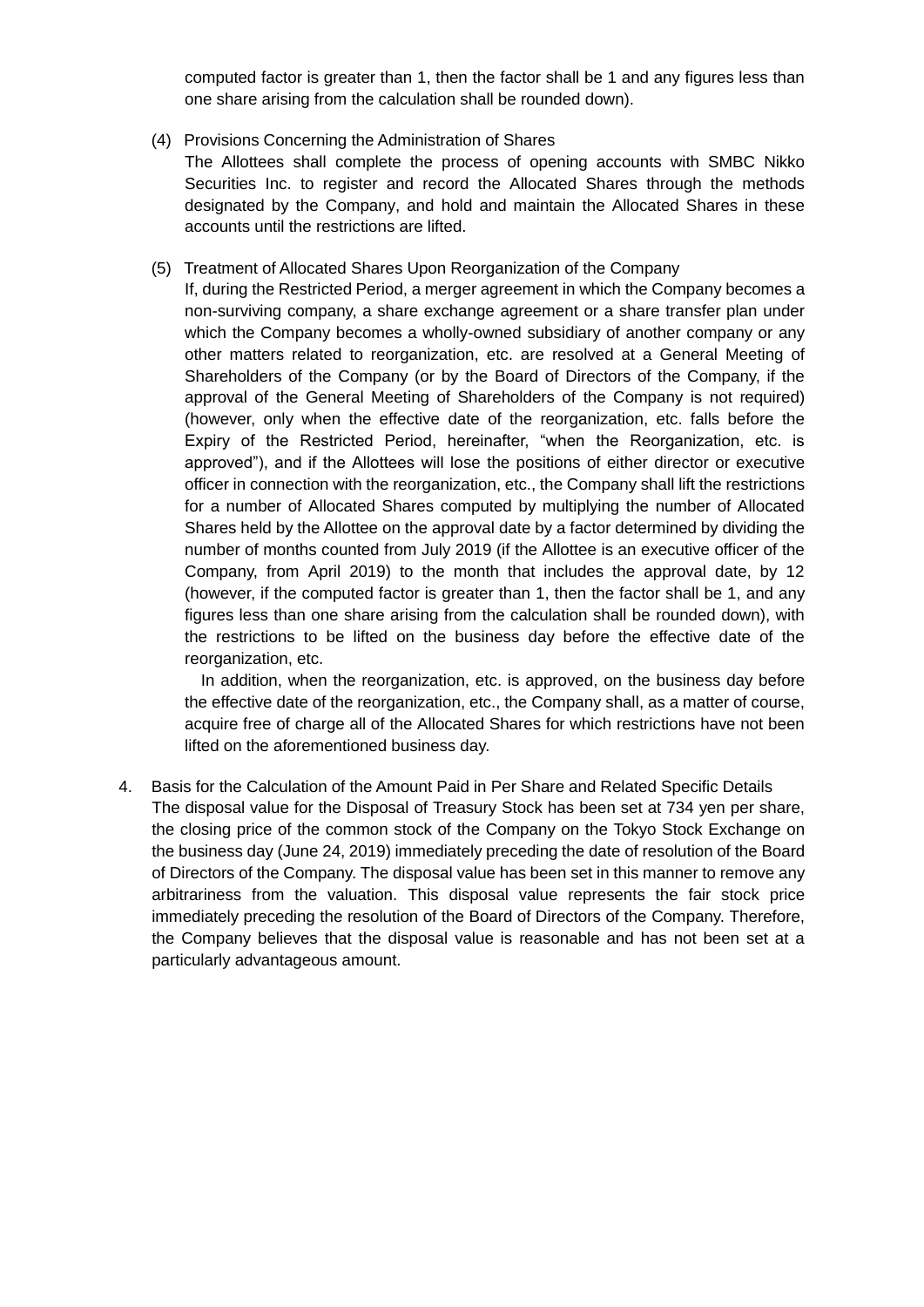computed factor is greater than 1, then the factor shall be 1 and any figures less than one share arising from the calculation shall be rounded down).

(4) Provisions Concerning the Administration of Shares

The Allottees shall complete the process of opening accounts with SMBC Nikko Securities Inc. to register and record the Allocated Shares through the methods designated by the Company, and hold and maintain the Allocated Shares in these accounts until the restrictions are lifted.

(5) Treatment of Allocated Shares Upon Reorganization of the Company

If, during the Restricted Period, a merger agreement in which the Company becomes a non-surviving company, a share exchange agreement or a share transfer plan under which the Company becomes a wholly-owned subsidiary of another company or any other matters related to reorganization, etc. are resolved at a General Meeting of Shareholders of the Company (or by the Board of Directors of the Company, if the approval of the General Meeting of Shareholders of the Company is not required) (however, only when the effective date of the reorganization, etc. falls before the Expiry of the Restricted Period, hereinafter, "when the Reorganization, etc. is approved"), and if the Allottees will lose the positions of either director or executive officer in connection with the reorganization, etc., the Company shall lift the restrictions for a number of Allocated Shares computed by multiplying the number of Allocated Shares held by the Allottee on the approval date by a factor determined by dividing the number of months counted from July 2019 (if the Allottee is an executive officer of the Company, from April 2019) to the month that includes the approval date, by 12 (however, if the computed factor is greater than 1, then the factor shall be 1, and any figures less than one share arising from the calculation shall be rounded down), with the restrictions to be lifted on the business day before the effective date of the reorganization, etc.

In addition, when the reorganization, etc. is approved, on the business day before the effective date of the reorganization, etc., the Company shall, as a matter of course, acquire free of charge all of the Allocated Shares for which restrictions have not been lifted on the aforementioned business day.

4. Basis for the Calculation of the Amount Paid in Per Share and Related Specific Details

The disposal value for the Disposal of Treasury Stock has been set at 734 yen per share, the closing price of the common stock of the Company on the Tokyo Stock Exchange on the business day (June 24, 2019) immediately preceding the date of resolution of the Board of Directors of the Company. The disposal value has been set in this manner to remove any arbitrariness from the valuation. This disposal value represents the fair stock price immediately preceding the resolution of the Board of Directors of the Company. Therefore, the Company believes that the disposal value is reasonable and has not been set at a particularly advantageous amount.